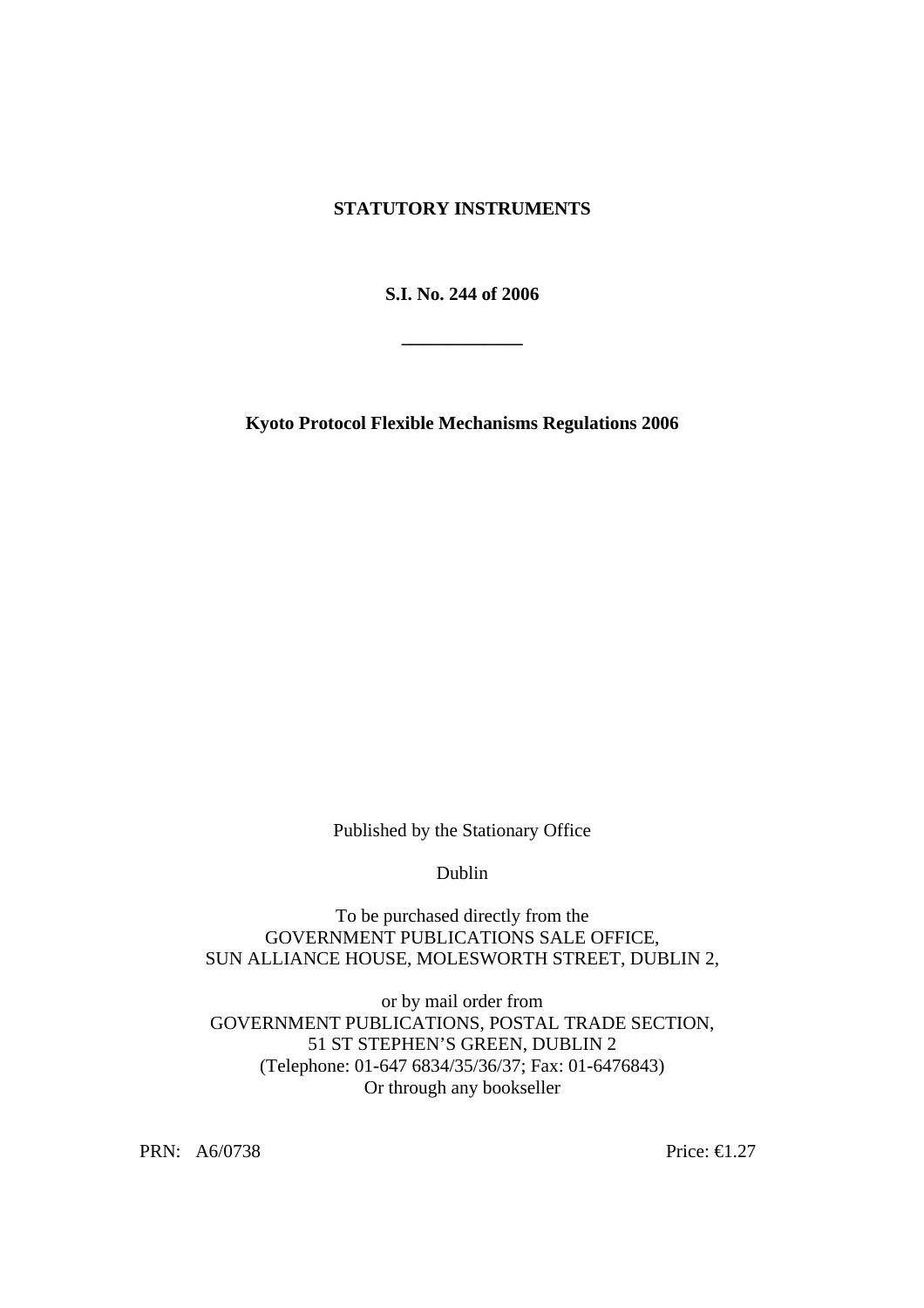**STATUTORY INSTRUMENTS**

**S.I. No. 244 of 2006**

______________

**Kyoto Protocol Flexible Mechanisms Regulations 2006**

Published by the Stationary Office

Dublin

To be purchased directly from the
GOVERNMENT PUBLICATIONS SALE OFFICE,
SUN ALLIANCE HOUSE, MOLESWORTH STREET, DUBLIN 2,

or by mail order from
GOVERNMENT PUBLICATIONS, POSTAL TRADE SECTION,
51 ST STEPHEN'S GREEN, DUBLIN 2
(Telephone: 01-647 6834/35/36/37; Fax: 01-6476843)
Or through any bookseller

PRN: A6/0738 Price: €1.27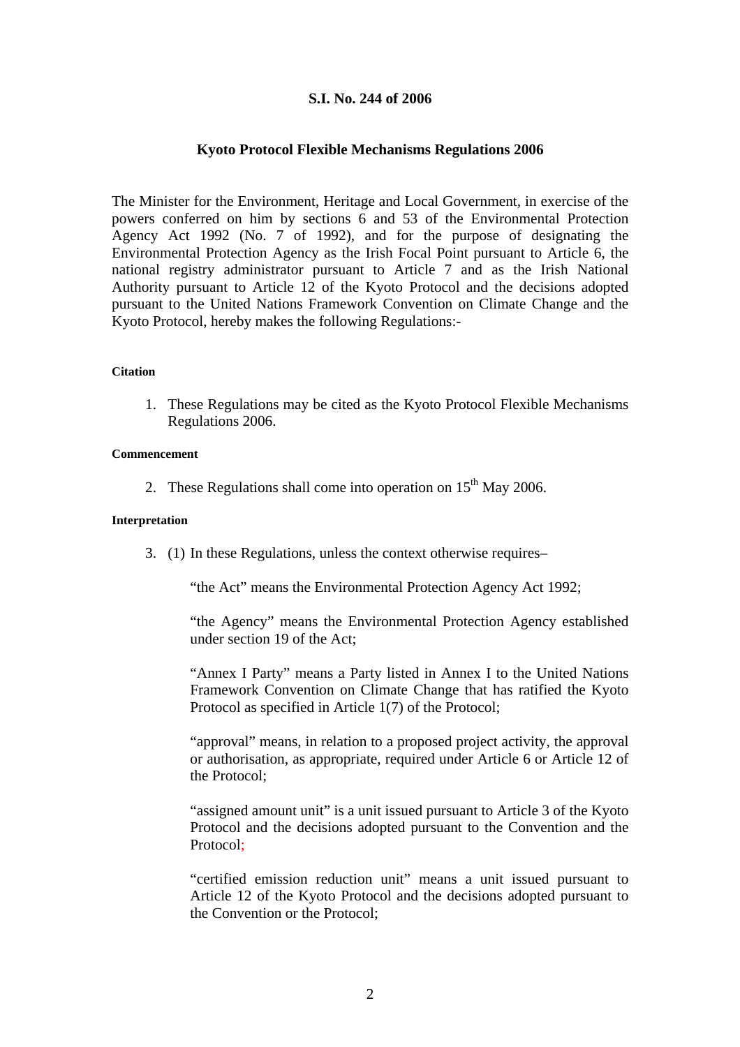**S.I. No. 244 of 2006**

**Kyoto Protocol Flexible Mechanisms Regulations 2006**

The Minister for the Environment, Heritage and Local Government, in exercise of the powers conferred on him by sections 6 and 53 of the Environmental Protection Agency Act 1992 (No. 7 of 1992), and for the purpose of designating the Environmental Protection Agency as the Irish Focal Point pursuant to Article 6, the national registry administrator pursuant to Article 7 and as the Irish National Authority pursuant to Article 12 of the Kyoto Protocol and the decisions adopted pursuant to the United Nations Framework Convention on Climate Change and the Kyoto Protocol, hereby makes the following Regulations:-

**Citation**

1. These Regulations may be cited as the Kyoto Protocol Flexible Mechanisms Regulations 2006.

**Commencement**

2. These Regulations shall come into operation on 15th May 2006.

**Interpretation**

3. (1) In these Regulations, unless the context otherwise requires–

   "the Act" means the Environmental Protection Agency Act 1992;

   "the Agency" means the Environmental Protection Agency established under section 19 of the Act;

   "Annex I Party" means a Party listed in Annex I to the United Nations Framework Convention on Climate Change that has ratified the Kyoto Protocol as specified in Article 1(7) of the Protocol;

   "approval" means, in relation to a proposed project activity, the approval or authorisation, as appropriate, required under Article 6 or Article 12 of the Protocol;

   "assigned amount unit" is a unit issued pursuant to Article 3 of the Kyoto Protocol and the decisions adopted pursuant to the Convention and the Protocol;

   "certified emission reduction unit" means a unit issued pursuant to Article 12 of the Kyoto Protocol and the decisions adopted pursuant to the Convention or the Protocol;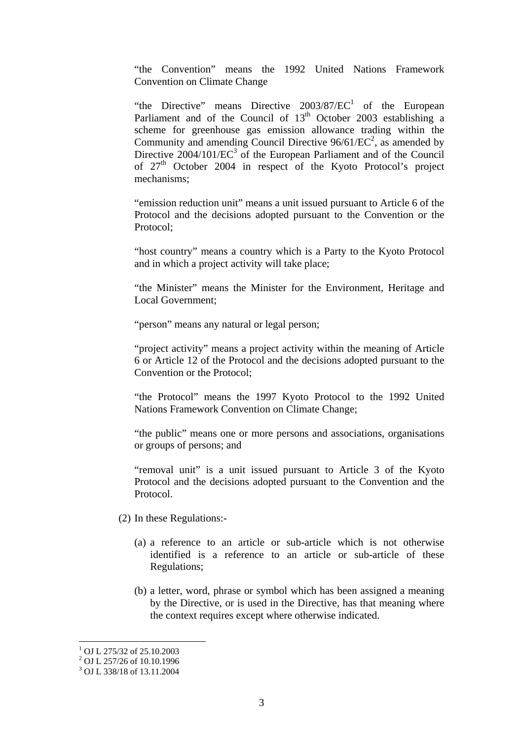"the Convention" means the 1992 United Nations Framework Convention on Climate Change

"the Directive" means Directive 2003/87/EC[1] of the European Parliament and of the Council of 13th October 2003 establishing a scheme for greenhouse gas emission allowance trading within the Community and amending Council Directive 96/61/EC[2], as amended by Directive 2004/101/EC[3] of the European Parliament and of the Council of 27th October 2004 in respect of the Kyoto Protocol's project mechanisms;

"emission reduction unit" means a unit issued pursuant to Article 6 of the Protocol and the decisions adopted pursuant to the Convention or the Protocol;

"host country" means a country which is a Party to the Kyoto Protocol and in which a project activity will take place;

"the Minister" means the Minister for the Environment, Heritage and Local Government;

"person" means any natural or legal person;

"project activity" means a project activity within the meaning of Article 6 or Article 12 of the Protocol and the decisions adopted pursuant to the Convention or the Protocol;

"the Protocol" means the 1997 Kyoto Protocol to the 1992 United Nations Framework Convention on Climate Change;

"the public" means one or more persons and associations, organisations or groups of persons; and

"removal unit" is a unit issued pursuant to Article 3 of the Kyoto Protocol and the decisions adopted pursuant to the Convention and the Protocol.

(2) In these Regulations:-

(a) a reference to an article or sub-article which is not otherwise identified is a reference to an article or sub-article of these Regulations;

(b) a letter, word, phrase or symbol which has been assigned a meaning by the Directive, or is used in the Directive, has that meaning where the context requires except where otherwise indicated.

---

[1] OJ L 275/32 of 25.10.2003
[2] OJ L 257/26 of 10.10.1996
[3] OJ L 338/18 of 13.11.2004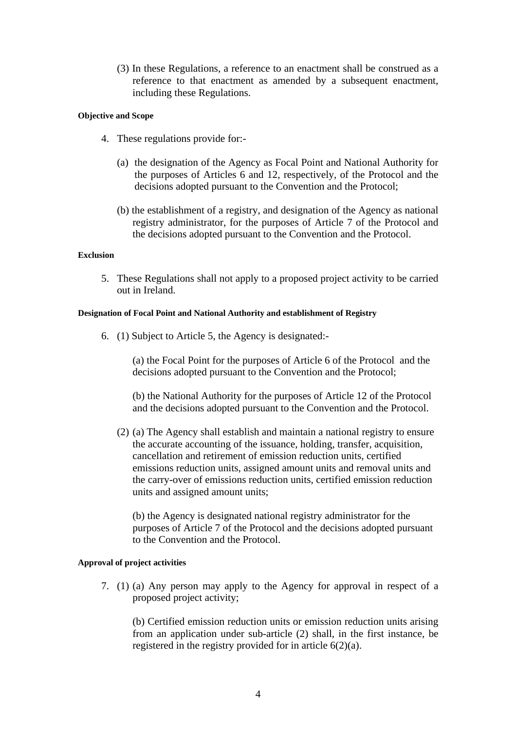(3) In these Regulations, a reference to an enactment shall be construed as a reference to that enactment as amended by a subsequent enactment, including these Regulations.

**Objective and Scope**

4. These regulations provide for:-

   (a) the designation of the Agency as Focal Point and National Authority for the purposes of Articles 6 and 12, respectively, of the Protocol and the decisions adopted pursuant to the Convention and the Protocol;

   (b) the establishment of a registry, and designation of the Agency as national registry administrator, for the purposes of Article 7 of the Protocol and the decisions adopted pursuant to the Convention and the Protocol.

**Exclusion**

5. These Regulations shall not apply to a proposed project activity to be carried out in Ireland.

**Designation of Focal Point and National Authority and establishment of Registry**

6. (1) Subject to Article 5, the Agency is designated:-

   (a) the Focal Point for the purposes of Article 6 of the Protocol and the decisions adopted pursuant to the Convention and the Protocol;

   (b) the National Authority for the purposes of Article 12 of the Protocol and the decisions adopted pursuant to the Convention and the Protocol.

   (2) (a) The Agency shall establish and maintain a national registry to ensure the accurate accounting of the issuance, holding, transfer, acquisition, cancellation and retirement of emission reduction units, certified emissions reduction units, assigned amount units and removal units and the carry-over of emissions reduction units, certified emission reduction units and assigned amount units;

   (b) the Agency is designated national registry administrator for the purposes of Article 7 of the Protocol and the decisions adopted pursuant to the Convention and the Protocol.

**Approval of project activities**

7. (1) (a) Any person may apply to the Agency for approval in respect of a proposed project activity;

   (b) Certified emission reduction units or emission reduction units arising from an application under sub-article (2) shall, in the first instance, be registered in the registry provided for in article 6(2)(a).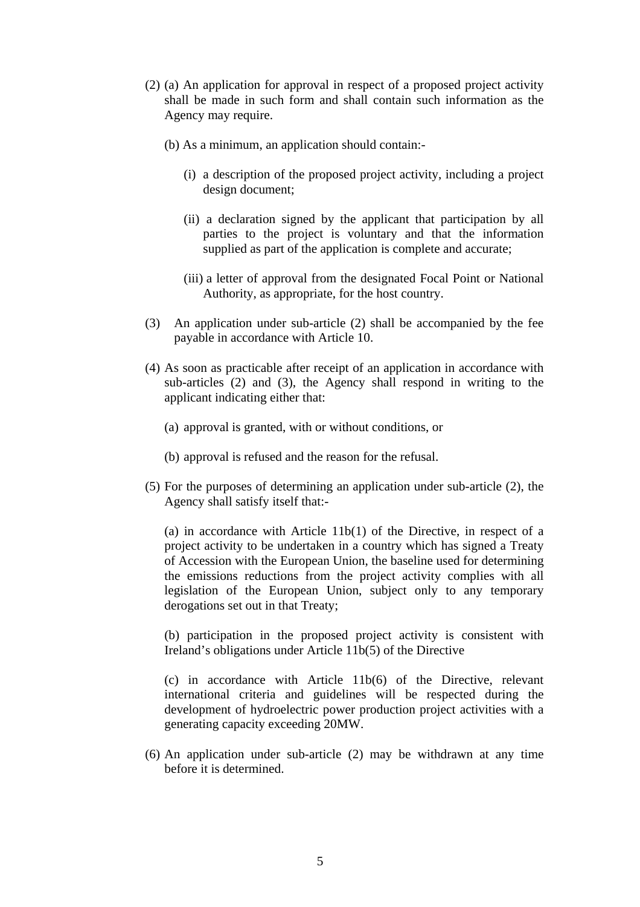(2) (a) An application for approval in respect of a proposed project activity shall be made in such form and shall contain such information as the Agency may require.

(b) As a minimum, an application should contain:-

(i) a description of the proposed project activity, including a project design document;

(ii) a declaration signed by the applicant that participation by all parties to the project is voluntary and that the information supplied as part of the application is complete and accurate;

(iii) a letter of approval from the designated Focal Point or National Authority, as appropriate, for the host country.

(3) An application under sub-article (2) shall be accompanied by the fee payable in accordance with Article 10.

(4) As soon as practicable after receipt of an application in accordance with sub-articles (2) and (3), the Agency shall respond in writing to the applicant indicating either that:

(a) approval is granted, with or without conditions, or

(b) approval is refused and the reason for the refusal.

(5) For the purposes of determining an application under sub-article (2), the Agency shall satisfy itself that:-

(a) in accordance with Article 11b(1) of the Directive, in respect of a project activity to be undertaken in a country which has signed a Treaty of Accession with the European Union, the baseline used for determining the emissions reductions from the project activity complies with all legislation of the European Union, subject only to any temporary derogations set out in that Treaty;

(b) participation in the proposed project activity is consistent with Ireland's obligations under Article 11b(5) of the Directive

(c) in accordance with Article 11b(6) of the Directive, relevant international criteria and guidelines will be respected during the development of hydroelectric power production project activities with a generating capacity exceeding 20MW.

(6) An application under sub-article (2) may be withdrawn at any time before it is determined.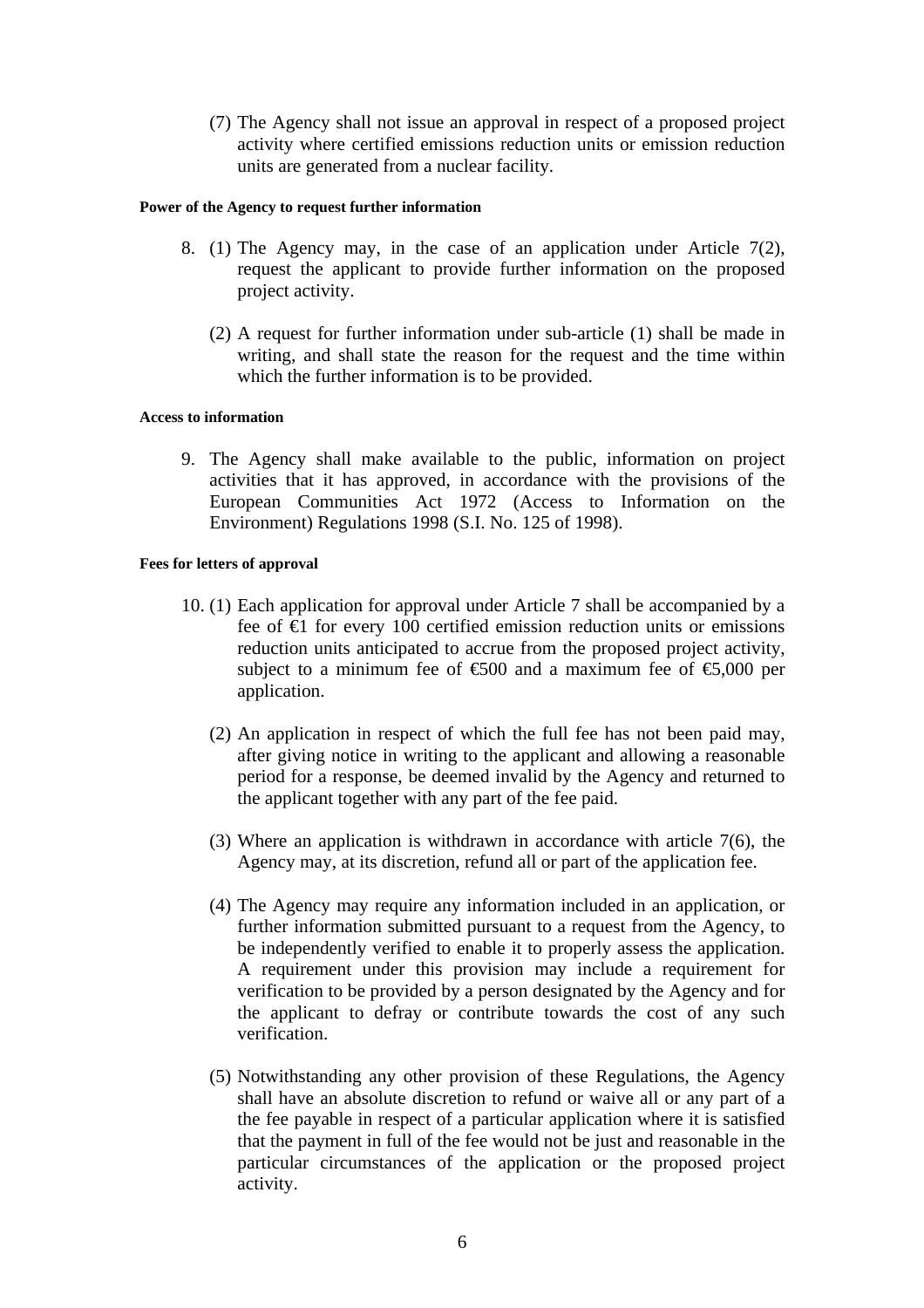(7) The Agency shall not issue an approval in respect of a proposed project activity where certified emissions reduction units or emission reduction units are generated from a nuclear facility.

**Power of the Agency to request further information**

8. (1) The Agency may, in the case of an application under Article 7(2), request the applicant to provide further information on the proposed project activity.

   (2) A request for further information under sub-article (1) shall be made in writing, and shall state the reason for the request and the time within which the further information is to be provided.

**Access to information**

9. The Agency shall make available to the public, information on project activities that it has approved, in accordance with the provisions of the European Communities Act 1972 (Access to Information on the Environment) Regulations 1998 (S.I. No. 125 of 1998).

**Fees for letters of approval**

10. (1) Each application for approval under Article 7 shall be accompanied by a fee of €1 for every 100 certified emission reduction units or emissions reduction units anticipated to accrue from the proposed project activity, subject to a minimum fee of €500 and a maximum fee of €5,000 per application.

   (2) An application in respect of which the full fee has not been paid may, after giving notice in writing to the applicant and allowing a reasonable period for a response, be deemed invalid by the Agency and returned to the applicant together with any part of the fee paid.

   (3) Where an application is withdrawn in accordance with article 7(6), the Agency may, at its discretion, refund all or part of the application fee.

   (4) The Agency may require any information included in an application, or further information submitted pursuant to a request from the Agency, to be independently verified to enable it to properly assess the application. A requirement under this provision may include a requirement for verification to be provided by a person designated by the Agency and for the applicant to defray or contribute towards the cost of any such verification.

   (5) Notwithstanding any other provision of these Regulations, the Agency shall have an absolute discretion to refund or waive all or any part of a the fee payable in respect of a particular application where it is satisfied that the payment in full of the fee would not be just and reasonable in the particular circumstances of the application or the proposed project activity.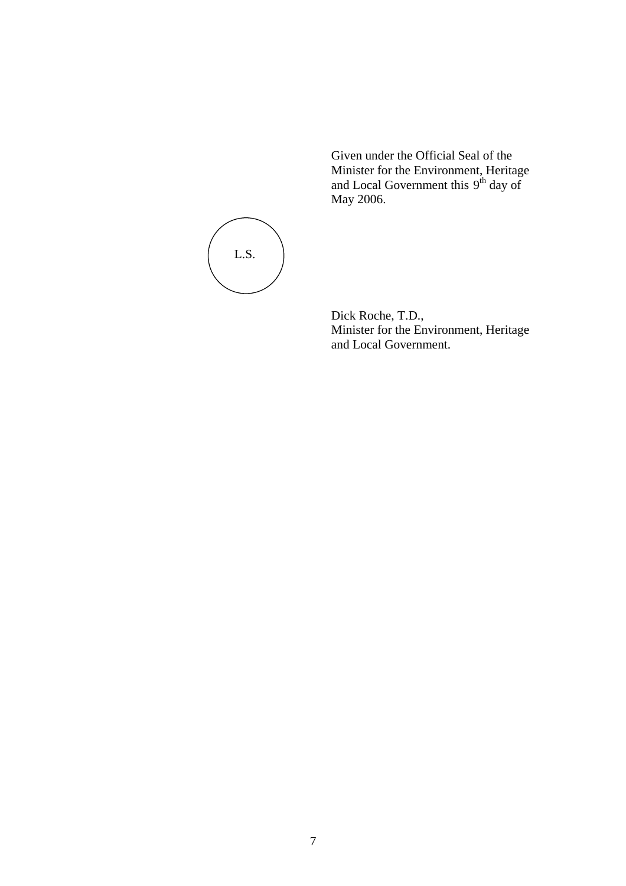Given under the Official Seal of the Minister for the Environment, Heritage and Local Government this 9th day of May 2006.

L.S.

Dick Roche, T.D.,
Minister for the Environment, Heritage and Local Government.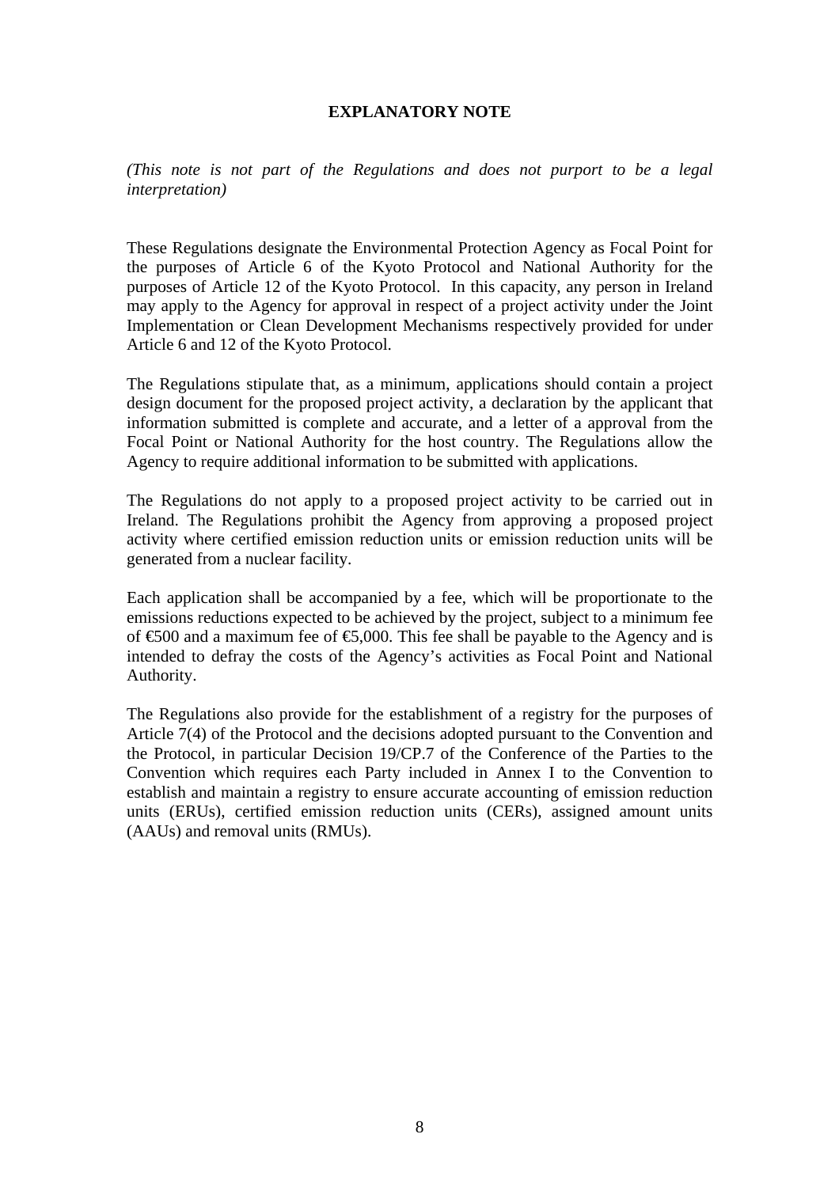# EXPLANATORY NOTE

*(This note is not part of the Regulations and does not purport to be a legal interpretation)*

These Regulations designate the Environmental Protection Agency as Focal Point for the purposes of Article 6 of the Kyoto Protocol and National Authority for the purposes of Article 12 of the Kyoto Protocol. In this capacity, any person in Ireland may apply to the Agency for approval in respect of a project activity under the Joint Implementation or Clean Development Mechanisms respectively provided for under Article 6 and 12 of the Kyoto Protocol.

The Regulations stipulate that, as a minimum, applications should contain a project design document for the proposed project activity, a declaration by the applicant that information submitted is complete and accurate, and a letter of a approval from the Focal Point or National Authority for the host country. The Regulations allow the Agency to require additional information to be submitted with applications.

The Regulations do not apply to a proposed project activity to be carried out in Ireland. The Regulations prohibit the Agency from approving a proposed project activity where certified emission reduction units or emission reduction units will be generated from a nuclear facility.

Each application shall be accompanied by a fee, which will be proportionate to the emissions reductions expected to be achieved by the project, subject to a minimum fee of €500 and a maximum fee of €5,000. This fee shall be payable to the Agency and is intended to defray the costs of the Agency's activities as Focal Point and National Authority.

The Regulations also provide for the establishment of a registry for the purposes of Article 7(4) of the Protocol and the decisions adopted pursuant to the Convention and the Protocol, in particular Decision 19/CP.7 of the Conference of the Parties to the Convention which requires each Party included in Annex I to the Convention to establish and maintain a registry to ensure accurate accounting of emission reduction units (ERUs), certified emission reduction units (CERs), assigned amount units (AAUs) and removal units (RMUs).